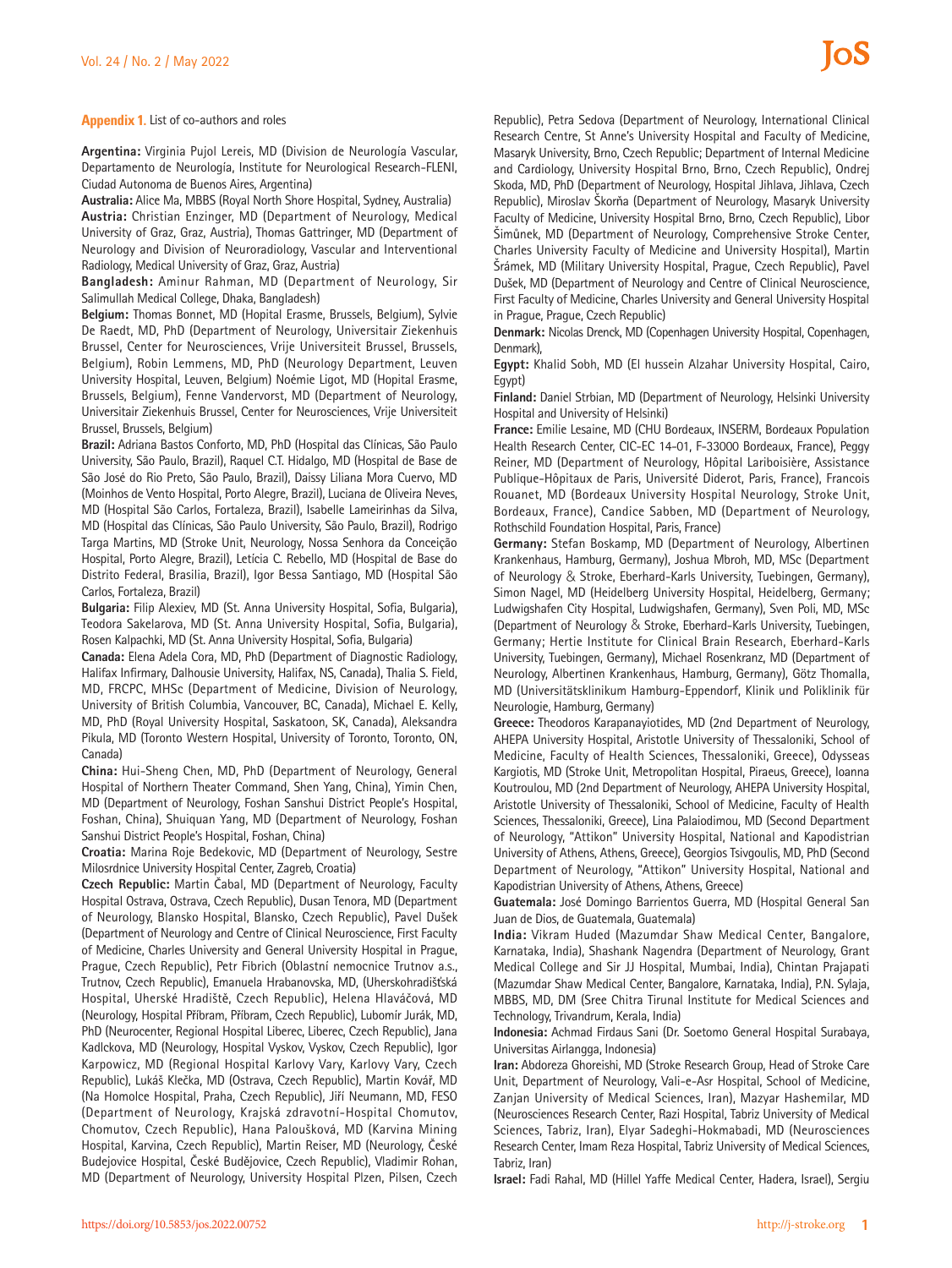**Appendix 1.** List of co-authors and roles

**Argentina:** Virginia Pujol Lereis, MD (Division de Neurología Vascular, Departamento de Neurología, Institute for Neurological Research-FLENI, Ciudad Autonoma de Buenos Aires, Argentina)

**Australia:** Alice Ma, MBBS (Royal North Shore Hospital, Sydney, Australia)

**Austria:** Christian Enzinger, MD (Department of Neurology, Medical University of Graz, Graz, Austria), Thomas Gattringer, MD (Department of Neurology and Division of Neuroradiology, Vascular and Interventional Radiology, Medical University of Graz, Graz, Austria)

**Bangladesh:** Aminur Rahman, MD (Department of Neurology, Sir Salimullah Medical College, Dhaka, Bangladesh)

**Belgium:** Thomas Bonnet, MD (Hopital Erasme, Brussels, Belgium), Sylvie De Raedt, MD, PhD (Department of Neurology, Universitair Ziekenhuis Brussel, Center for Neurosciences, Vrije Universiteit Brussel, Brussels, Belgium), Robin Lemmens, MD, PhD (Neurology Department, Leuven University Hospital, Leuven, Belgium) Noémie Ligot, MD (Hopital Erasme, Brussels, Belgium), Fenne Vandervorst, MD (Department of Neurology, Universitair Ziekenhuis Brussel, Center for Neurosciences, Vrije Universiteit Brussel, Brussels, Belgium)

**Brazil:** Adriana Bastos Conforto, MD, PhD (Hospital das Clínicas, São Paulo University, São Paulo, Brazil), Raquel C.T. Hidalgo, MD (Hospital de Base de São José do Rio Preto, São Paulo, Brazil), Daissy Liliana Mora Cuervo, MD (Moinhos de Vento Hospital, Porto Alegre, Brazil), Luciana de Oliveira Neves, MD (Hospital São Carlos, Fortaleza, Brazil), Isabelle Lameirinhas da Silva, MD (Hospital das Clínicas, São Paulo University, São Paulo, Brazil), Rodrigo Targa Martins, MD (Stroke Unit, Neurology, Nossa Senhora da Conceição Hospital, Porto Alegre, Brazil), Letícia C. Rebello, MD (Hospital de Base do Distrito Federal, Brasilia, Brazil), Igor Bessa Santiago, MD (Hospital São Carlos, Fortaleza, Brazil)

**Bulgaria:** Filip Alexiev, MD (St. Anna University Hospital, Sofia, Bulgaria), Teodora Sakelarova, MD (St. Anna University Hospital, Sofia, Bulgaria), Rosen Kalpachki, MD (St. Anna University Hospital, Sofia, Bulgaria)

**Canada:** Elena Adela Cora, MD, PhD (Department of Diagnostic Radiology, Halifax Infirmary, Dalhousie University, Halifax, NS, Canada), Thalia S. Field, MD, FRCPC, MHSc (Department of Medicine, Division of Neurology, University of British Columbia, Vancouver, BC, Canada), Michael E. Kelly, MD, PhD (Royal University Hospital, Saskatoon, SK, Canada), Aleksandra Pikula, MD (Toronto Western Hospital, University of Toronto, Toronto, ON, Canada)

**China:** Hui-Sheng Chen, MD, PhD (Department of Neurology, General Hospital of Northern Theater Command, Shen Yang, China), Yimin Chen, MD (Department of Neurology, Foshan Sanshui District People's Hospital, Foshan, China), Shuiquan Yang, MD (Department of Neurology, Foshan Sanshui District People's Hospital, Foshan, China)

**Croatia:** Marina Roje Bedekovic, MD (Department of Neurology, Sestre Milosrdnice University Hospital Center, Zagreb, Croatia)

**Czech Republic:** Martin Čabal, MD (Department of Neurology, Faculty Hospital Ostrava, Ostrava, Czech Republic), Dusan Tenora, MD (Department of Neurology, Blansko Hospital, Blansko, Czech Republic), Pavel Dušek (Department of Neurology and Centre of Clinical Neuroscience, First Faculty of Medicine, Charles University and General University Hospital in Prague, Prague, Czech Republic), Petr Fibrich (Oblastní nemocnice Trutnov a.s., Trutnov, Czech Republic), Emanuela Hrabanovska, MD, (Uherskohradišťská Hospital, Uherské Hradiště, Czech Republic), Helena Hlaváčová, MD (Neurology, Hospital Příbram, Příbram, Czech Republic), Lubomír Jurák, MD, PhD (Neurocenter, Regional Hospital Liberec, Liberec, Czech Republic), Jana Kadlckova, MD (Neurology, Hospital Vyskov, Vyskov, Czech Republic), Igor Karpowicz, MD (Regional Hospital Karlovy Vary, Karlovy Vary, Czech Republic), Lukáš Klečka, MD (Ostrava, Czech Republic), Martin Kovář, MD (Na Homolce Hospital, Praha, Czech Republic), Jiří Neumann, MD, FESO (Department of Neurology, Krajská zdravotní-Hospital Chomutov, Chomutov, Czech Republic), Hana Paloušková, MD (Karvina Mining Hospital, Karvina, Czech Republic), Martin Reiser, MD (Neurology, České Budejovice Hospital, České Budějovice, Czech Republic), Vladimir Rohan, MD (Department of Neurology, University Hospital Plzen, Pilsen, Czech Republic), Petra Sedova (Department of Neurology, International Clinical Research Centre, St Anne's University Hospital and Faculty of Medicine, Masaryk University, Brno, Czech Republic; Department of Internal Medicine and Cardiology, University Hospital Brno, Brno, Czech Republic), Ondrej Skoda, MD, PhD (Department of Neurology, Hospital Jihlava, Jihlava, Czech Republic), Miroslav Škorňa (Department of Neurology, Masaryk University Faculty of Medicine, University Hospital Brno, Brno, Czech Republic), Libor Šimůnek, MD (Department of Neurology, Comprehensive Stroke Center, Charles University Faculty of Medicine and University Hospital), Martin Šrámek, MD (Military University Hospital, Prague, Czech Republic), Pavel Dušek, MD (Department of Neurology and Centre of Clinical Neuroscience, First Faculty of Medicine, Charles University and General University Hospital in Prague, Prague, Czech Republic)

**Denmark:** Nicolas Drenck, MD (Copenhagen University Hospital, Copenhagen, Denmark),

**Egypt:** Khalid Sobh, MD (El hussein Alzahar University Hospital, Cairo, Egypt)

**Finland:** Daniel Strbian, MD (Department of Neurology, Helsinki University Hospital and University of Helsinki)

**France:** Emilie Lesaine, MD (CHU Bordeaux, INSERM, Bordeaux Population Health Research Center, CIC-EC 14-01, F-33000 Bordeaux, France), Peggy Reiner, MD (Department of Neurology, Hôpital Lariboisière, Assistance Publique-Hôpitaux de Paris, Université Diderot, Paris, France), Francois Rouanet, MD (Bordeaux University Hospital Neurology, Stroke Unit, Bordeaux, France), Candice Sabben, MD (Department of Neurology, Rothschild Foundation Hospital, Paris, France)

**Germany:** Stefan Boskamp, MD (Department of Neurology, Albertinen Krankenhaus, Hamburg, Germany), Joshua Mbroh, MD, MSc (Department of Neurology & Stroke, Eberhard-Karls University, Tuebingen, Germany), Simon Nagel, MD (Heidelberg University Hospital, Heidelberg, Germany; Ludwigshafen City Hospital, Ludwigshafen, Germany), Sven Poli, MD, MSc (Department of Neurology & Stroke, Eberhard-Karls University, Tuebingen, Germany; Hertie Institute for Clinical Brain Research, Eberhard-Karls University, Tuebingen, Germany), Michael Rosenkranz, MD (Department of Neurology, Albertinen Krankenhaus, Hamburg, Germany), Götz Thomalla, MD (Universitätsklinikum Hamburg-Eppendorf, Klinik und Poliklinik für Neurologie, Hamburg, Germany)

**Greece:** Theodoros Karapanayiotides, MD (2nd Department of Neurology, AHEPA University Hospital, Aristotle University of Thessaloniki, School of Medicine, Faculty of Health Sciences, Thessaloniki, Greece), Odysseas Kargiotis, MD (Stroke Unit, Metropolitan Hospital, Piraeus, Greece), Ioanna Koutroulou, MD (2nd Department of Neurology, AHEPA University Hospital, Aristotle University of Thessaloniki, School of Medicine, Faculty of Health Sciences, Thessaloniki, Greece), Lina Palaiodimou, MD (Second Department of Neurology, "Attikon" University Hospital, National and Kapodistrian University of Athens, Athens, Greece), Georgios Tsivgoulis, MD, PhD (Second Department of Neurology, "Attikon" University Hospital, National and Kapodistrian University of Athens, Athens, Greece)

**Guatemala:** José Domingo Barrientos Guerra, MD (Hospital General San Juan de Dios, de Guatemala, Guatemala)

**India:** Vikram Huded (Mazumdar Shaw Medical Center, Bangalore, Karnataka, India), Shashank Nagendra (Department of Neurology, Grant Medical College and Sir JJ Hospital, Mumbai, India), Chintan Prajapati (Mazumdar Shaw Medical Center, Bangalore, Karnataka, India), P.N. Sylaja, MBBS, MD, DM (Sree Chitra Tirunal Institute for Medical Sciences and Technology, Trivandrum, Kerala, India)

**Indonesia:** Achmad Firdaus Sani (Dr. Soetomo General Hospital Surabaya, Universitas Airlangga, Indonesia)

**Iran:** Abdoreza Ghoreishi, MD (Stroke Research Group, Head of Stroke Care Unit, Department of Neurology, Vali-e-Asr Hospital, School of Medicine, Zanjan University of Medical Sciences, Iran), Mazyar Hashemilar, MD (Neurosciences Research Center, Razi Hospital, Tabriz University of Medical Sciences, Tabriz, Iran), Elyar Sadeghi-Hokmabadi, MD (Neurosciences Research Center, Imam Reza Hospital, Tabriz University of Medical Sciences, Tabriz, Iran)

**Israel:** Fadi Rahal, MD (Hillel Yaffe Medical Center, Hadera, Israel), Sergiu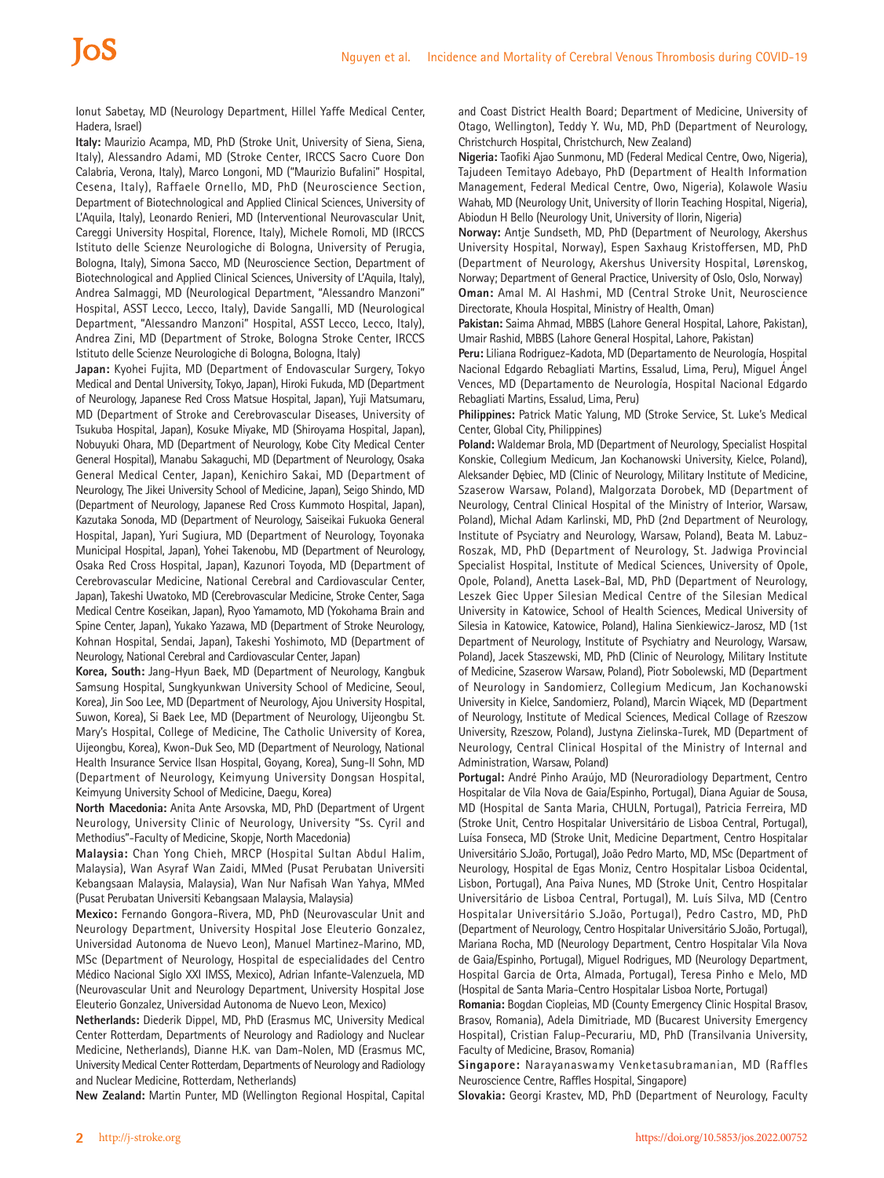Ionut Sabetay, MD (Neurology Department, Hillel Yaffe Medical Center, Hadera, Israel)

**Italy:** Maurizio Acampa, MD, PhD (Stroke Unit, University of Siena, Siena, Italy), Alessandro Adami, MD (Stroke Center, IRCCS Sacro Cuore Don Calabria, Verona, Italy), Marco Longoni, MD ("Maurizio Bufalini" Hospital, Cesena, Italy), Raffaele Ornello, MD, PhD (Neuroscience Section, Department of Biotechnological and Applied Clinical Sciences, University of L'Aquila, Italy), Leonardo Renieri, MD (Interventional Neurovascular Unit, Careggi University Hospital, Florence, Italy), Michele Romoli, MD (IRCCS Istituto delle Scienze Neurologiche di Bologna, University of Perugia, Bologna, Italy), Simona Sacco, MD (Neuroscience Section, Department of Biotechnological and Applied Clinical Sciences, University of L'Aquila, Italy), Andrea Salmaggi, MD (Neurological Department, "Alessandro Manzoni" Hospital, ASST Lecco, Lecco, Italy), Davide Sangalli, MD (Neurological Department, "Alessandro Manzoni" Hospital, ASST Lecco, Lecco, Italy), Andrea Zini, MD (Department of Stroke, Bologna Stroke Center, IRCCS Istituto delle Scienze Neurologiche di Bologna, Bologna, Italy)

**Japan:** Kyohei Fujita, MD (Department of Endovascular Surgery, Tokyo Medical and Dental University, Tokyo, Japan), Hiroki Fukuda, MD (Department of Neurology, Japanese Red Cross Matsue Hospital, Japan), Yuji Matsumaru, MD (Department of Stroke and Cerebrovascular Diseases, University of Tsukuba Hospital, Japan), Kosuke Miyake, MD (Shiroyama Hospital, Japan), Nobuyuki Ohara, MD (Department of Neurology, Kobe City Medical Center General Hospital), Manabu Sakaguchi, MD (Department of Neurology, Osaka General Medical Center, Japan), Kenichiro Sakai, MD (Department of Neurology, The Jikei University School of Medicine, Japan), Seigo Shindo, MD (Department of Neurology, Japanese Red Cross Kummoto Hospital, Japan), Kazutaka Sonoda, MD (Department of Neurology, Saiseikai Fukuoka General Hospital, Japan), Yuri Sugiura, MD (Department of Neurology, Toyonaka Municipal Hospital, Japan), Yohei Takenobu, MD (Department of Neurology, Osaka Red Cross Hospital, Japan), Kazunori Toyoda, MD (Department of Cerebrovascular Medicine, National Cerebral and Cardiovascular Center, Japan), Takeshi Uwatoko, MD (Cerebrovascular Medicine, Stroke Center, Saga Medical Centre Koseikan, Japan), Ryoo Yamamoto, MD (Yokohama Brain and Spine Center, Japan), Yukako Yazawa, MD (Department of Stroke Neurology, Kohnan Hospital, Sendai, Japan), Takeshi Yoshimoto, MD (Department of Neurology, National Cerebral and Cardiovascular Center, Japan)

**Korea, South:** Jang-Hyun Baek, MD (Department of Neurology, Kangbuk Samsung Hospital, Sungkyunkwan University School of Medicine, Seoul, Korea), Jin Soo Lee, MD (Department of Neurology, Ajou University Hospital, Suwon, Korea), Si Baek Lee, MD (Department of Neurology, Uijeongbu St. Mary's Hospital, College of Medicine, The Catholic University of Korea, Uijeongbu, Korea), Kwon-Duk Seo, MD (Department of Neurology, National Health Insurance Service Ilsan Hospital, Goyang, Korea), Sung-Il Sohn, MD (Department of Neurology, Keimyung University Dongsan Hospital, Keimyung University School of Medicine, Daegu, Korea)

**North Macedonia:** Anita Ante Arsovska, MD, PhD (Department of Urgent Neurology, University Clinic of Neurology, University "Ss. Cyril and Methodius"-Faculty of Medicine, Skopje, North Macedonia)

**Malaysia:** Chan Yong Chieh, MRCP (Hospital Sultan Abdul Halim, Malaysia), Wan Asyraf Wan Zaidi, MMed (Pusat Perubatan Universiti Kebangsaan Malaysia, Malaysia), Wan Nur Nafisah Wan Yahya, MMed (Pusat Perubatan Universiti Kebangsaan Malaysia, Malaysia)

**Mexico:** Fernando Gongora-Rivera, MD, PhD (Neurovascular Unit and Neurology Department, University Hospital Jose Eleuterio Gonzalez, Universidad Autonoma de Nuevo Leon), Manuel Martinez-Marino, MD, MSc (Department of Neurology, Hospital de especialidades del Centro Médico Nacional Siglo XXI IMSS, Mexico), Adrian Infante-Valenzuela, MD (Neurovascular Unit and Neurology Department, University Hospital Jose Eleuterio Gonzalez, Universidad Autonoma de Nuevo Leon, Mexico)

**Netherlands:** Diederik Dippel, MD, PhD (Erasmus MC, University Medical Center Rotterdam, Departments of Neurology and Radiology and Nuclear Medicine, Netherlands), Dianne H.K. van Dam-Nolen, MD (Erasmus MC, University Medical Center Rotterdam, Departments of Neurology and Radiology and Nuclear Medicine, Rotterdam, Netherlands)

**New Zealand:** Martin Punter, MD (Wellington Regional Hospital, Capital and Coast District Health Board; Department of Medicine, University of Otago, Wellington), Teddy Y. Wu, MD, PhD (Department of Neurology, Christchurch Hospital, Christchurch, New Zealand)

**Nigeria:** Taofiki Ajao Sunmonu, MD (Federal Medical Centre, Owo, Nigeria), Tajudeen Temitayo Adebayo, PhD (Department of Health Information Management, Federal Medical Centre, Owo, Nigeria), Kolawole Wasiu Wahab, MD (Neurology Unit, University of Ilorin Teaching Hospital, Nigeria), Abiodun H Bello (Neurology Unit, University of Ilorin, Nigeria)

**Norway:** Antje Sundseth, MD, PhD (Department of Neurology, Akershus University Hospital, Norway), Espen Saxhaug Kristoffersen, MD, PhD (Department of Neurology, Akershus University Hospital, Lørenskog, Norway; Department of General Practice, University of Oslo, Oslo, Norway)

**Oman:** Amal M. Al Hashmi, MD (Central Stroke Unit, Neuroscience Directorate, Khoula Hospital, Ministry of Health, Oman)

**Pakistan:** Saima Ahmad, MBBS (Lahore General Hospital, Lahore, Pakistan), Umair Rashid, MBBS (Lahore General Hospital, Lahore, Pakistan)

**Peru:** Liliana Rodriguez-Kadota, MD (Departamento de Neurología, Hospital Nacional Edgardo Rebagliati Martins, Essalud, Lima, Peru), Miguel Ángel Vences, MD (Departamento de Neurología, Hospital Nacional Edgardo Rebagliati Martins, Essalud, Lima, Peru)

**Philippines:** Patrick Matic Yalung, MD (Stroke Service, St. Luke's Medical Center, Global City, Philippines)

**Poland:** Waldemar Brola, MD (Department of Neurology, Specialist Hospital Konskie, Collegium Medicum, Jan Kochanowski University, Kielce, Poland), Aleksander Dębiec, MD (Clinic of Neurology, Military Institute of Medicine, Szaserow Warsaw, Poland), Malgorzata Dorobek, MD (Department of Neurology, Central Clinical Hospital of the Ministry of Interior, Warsaw, Poland), Michal Adam Karlinski, MD, PhD (2nd Department of Neurology, Institute of Psyciatry and Neurology, Warsaw, Poland), Beata M. Labuz-Roszak, MD, PhD (Department of Neurology, St. Jadwiga Provincial Specialist Hospital, Institute of Medical Sciences, University of Opole, Opole, Poland), Anetta Lasek-Bal, MD, PhD (Department of Neurology, Leszek Giec Upper Silesian Medical Centre of the Silesian Medical University in Katowice, School of Health Sciences, Medical University of Silesia in Katowice, Katowice, Poland), Halina Sienkiewicz-Jarosz, MD (1st Department of Neurology, Institute of Psychiatry and Neurology, Warsaw, Poland), Jacek Staszewski, MD, PhD (Clinic of Neurology, Military Institute of Medicine, Szaserow Warsaw, Poland), Piotr Sobolewski, MD (Department of Neurology in Sandomierz, Collegium Medicum, Jan Kochanowski University in Kielce, Sandomierz, Poland), Marcin Wiącek, MD (Department of Neurology, Institute of Medical Sciences, Medical Collage of Rzeszow University, Rzeszow, Poland), Justyna Zielinska-Turek, MD (Department of Neurology, Central Clinical Hospital of the Ministry of Internal and Administration, Warsaw, Poland)

**Portugal:** André Pinho Araújo, MD (Neuroradiology Department, Centro Hospitalar de Vila Nova de Gaia/Espinho, Portugal), Diana Aguiar de Sousa, MD (Hospital de Santa Maria, CHULN, Portugal), Patricia Ferreira, MD (Stroke Unit, Centro Hospitalar Universitário de Lisboa Central, Portugal), Luísa Fonseca, MD (Stroke Unit, Medicine Department, Centro Hospitalar Universitário S.João, Portugal), João Pedro Marto, MD, MSc (Department of Neurology, Hospital de Egas Moniz, Centro Hospitalar Lisboa Ocidental, Lisbon, Portugal), Ana Paiva Nunes, MD (Stroke Unit, Centro Hospitalar Universitário de Lisboa Central, Portugal), M. Luís Silva, MD (Centro Hospitalar Universitário S.João, Portugal), Pedro Castro, MD, PhD (Department of Neurology, Centro Hospitalar Universitário S.João, Portugal), Mariana Rocha, MD (Neurology Department, Centro Hospitalar Vila Nova de Gaia/Espinho, Portugal), Miguel Rodrigues, MD (Neurology Department, Hospital Garcia de Orta, Almada, Portugal), Teresa Pinho e Melo, MD (Hospital de Santa Maria-Centro Hospitalar Lisboa Norte, Portugal)

**Romania:** Bogdan Ciopleias, MD (County Emergency Clinic Hospital Brasov, Brasov, Romania), Adela Dimitriade, MD (Bucarest University Emergency Hospital), Cristian Falup-Pecurariu, MD, PhD (Transilvania University, Faculty of Medicine, Brasov, Romania)

**Singapore:** Narayanaswamy Venketasubramanian, MD (Raffles Neuroscience Centre, Raffles Hospital, Singapore)

**Slovakia:** Georgi Krastev, MD, PhD (Department of Neurology, Faculty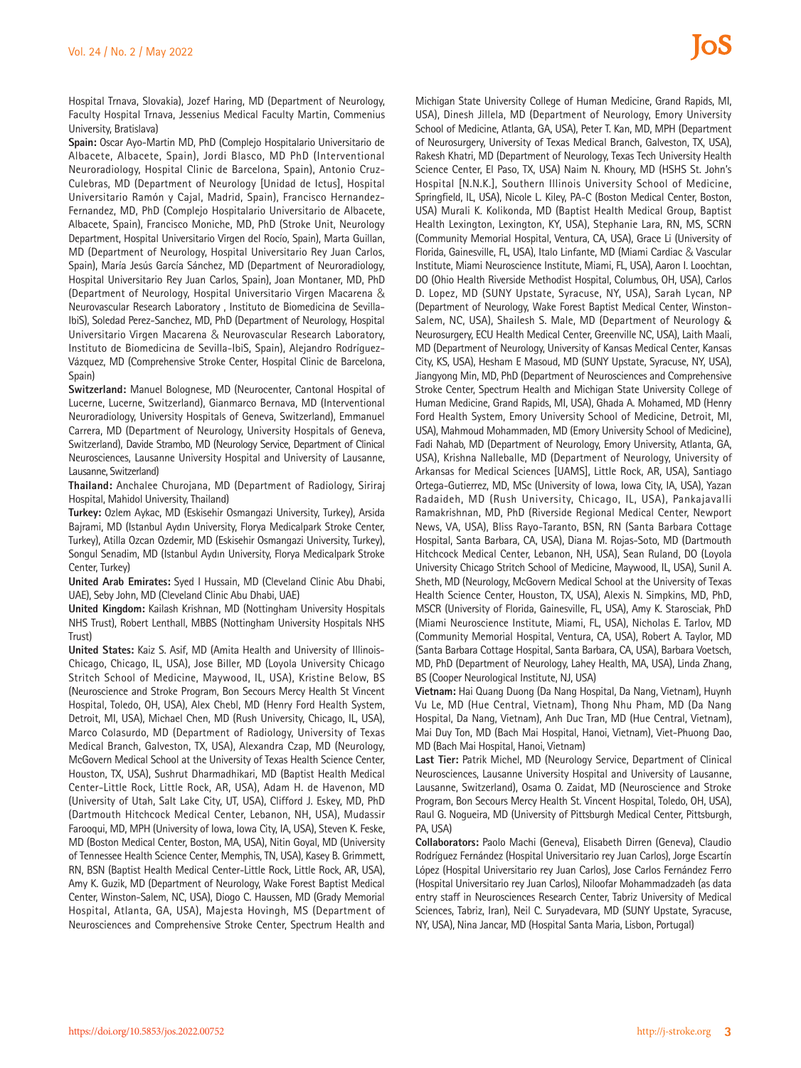Hospital Trnava, Slovakia), Jozef Haring, MD (Department of Neurology, Faculty Hospital Trnava, Jessenius Medical Faculty Martin, Commenius University, Bratislava)

**Spain:** Oscar Ayo-Martin MD, PhD (Complejo Hospitalario Universitario de Albacete, Albacete, Spain), Jordi Blasco, MD PhD (Interventional Neuroradiology, Hospital Clinic de Barcelona, Spain), Antonio Cruz-Culebras, MD (Department of Neurology [Unidad de Ictus], Hospital Universitario Ramón y Cajal, Madrid, Spain), Francisco Hernandez-Fernandez, MD, PhD (Complejo Hospitalario Universitario de Albacete, Albacete, Spain), Francisco Moniche, MD, PhD (Stroke Unit, Neurology Department, Hospital Universitario Virgen del Rocío, Spain), Marta Guillan, MD (Department of Neurology, Hospital Universitario Rey Juan Carlos, Spain), María Jesús García Sánchez, MD (Department of Neuroradiology, Hospital Universitario Rey Juan Carlos, Spain), Joan Montaner, MD, PhD (Department of Neurology, Hospital Universitario Virgen Macarena & Neurovascular Research Laboratory , Instituto de Biomedicina de Sevilla-IbiS), Soledad Perez-Sanchez, MD, PhD (Department of Neurology, Hospital Universitario Virgen Macarena & Neurovascular Research Laboratory, Instituto de Biomedicina de Sevilla-IbiS, Spain), Alejandro Rodríguez-Vázquez, MD (Comprehensive Stroke Center, Hospital Clinic de Barcelona, Spain)

**Switzerland:** Manuel Bolognese, MD (Neurocenter, Cantonal Hospital of Lucerne, Lucerne, Switzerland), Gianmarco Bernava, MD (Interventional Neuroradiology, University Hospitals of Geneva, Switzerland), Emmanuel Carrera, MD (Department of Neurology, University Hospitals of Geneva, Switzerland), Davide Strambo, MD (Neurology Service, Department of Clinical Neurosciences, Lausanne University Hospital and University of Lausanne, Lausanne, Switzerland)

**Thailand:** Anchalee Churojana, MD (Department of Radiology, Siriraj Hospital, Mahidol University, Thailand)

**Turkey:** Ozlem Aykac, MD (Eskisehir Osmangazi University, Turkey), Arsida Bajrami, MD (Istanbul Aydın University, Florya Medicalpark Stroke Center, Turkey), Atilla Ozcan Ozdemir, MD (Eskisehir Osmangazi University, Turkey), Songul Senadim, MD (Istanbul Aydın University, Florya Medicalpark Stroke Center, Turkey)

**United Arab Emirates:** Syed I Hussain, MD (Cleveland Clinic Abu Dhabi, UAE), Seby John, MD (Cleveland Clinic Abu Dhabi, UAE)

**United Kingdom:** Kailash Krishnan, MD (Nottingham University Hospitals NHS Trust), Robert Lenthall, MBBS (Nottingham University Hospitals NHS Trust)

**United States:** Kaiz S. Asif, MD (Amita Health and University of Illinois-Chicago, Chicago, IL, USA), Jose Biller, MD (Loyola University Chicago Stritch School of Medicine, Maywood, IL, USA), Kristine Below, BS (Neuroscience and Stroke Program, Bon Secours Mercy Health St Vincent Hospital, Toledo, OH, USA), Alex Chebl, MD (Henry Ford Health System, Detroit, MI, USA), Michael Chen, MD (Rush University, Chicago, IL, USA), Marco Colasurdo, MD (Department of Radiology, University of Texas Medical Branch, Galveston, TX, USA), Alexandra Czap, MD (Neurology, McGovern Medical School at the University of Texas Health Science Center, Houston, TX, USA), Sushrut Dharmadhikari, MD (Baptist Health Medical Center-Little Rock, Little Rock, AR, USA), Adam H. de Havenon, MD (University of Utah, Salt Lake City, UT, USA), Clifford J. Eskey, MD, PhD (Dartmouth Hitchcock Medical Center, Lebanon, NH, USA), Mudassir Farooqui, MD, MPH (University of Iowa, Iowa City, IA, USA), Steven K. Feske, MD (Boston Medical Center, Boston, MA, USA), Nitin Goyal, MD (University of Tennessee Health Science Center, Memphis, TN, USA), Kasey B. Grimmett, RN, BSN (Baptist Health Medical Center-Little Rock, Little Rock, AR, USA), Amy K. Guzik, MD (Department of Neurology, Wake Forest Baptist Medical Center, Winston-Salem, NC, USA), Diogo C. Haussen, MD (Grady Memorial Hospital, Atlanta, GA, USA), Majesta Hovingh, MS (Department of Neurosciences and Comprehensive Stroke Center, Spectrum Health and Michigan State University College of Human Medicine, Grand Rapids, MI, USA), Dinesh Jillela, MD (Department of Neurology, Emory University School of Medicine, Atlanta, GA, USA), Peter T. Kan, MD, MPH (Department of Neurosurgery, University of Texas Medical Branch, Galveston, TX, USA), Rakesh Khatri, MD (Department of Neurology, Texas Tech University Health Science Center, El Paso, TX, USA) Naim N. Khoury, MD (HSHS St. John's Hospital [N.N.K.], Southern Illinois University School of Medicine, Springfield, IL, USA), Nicole L. Kiley, PA-C (Boston Medical Center, Boston, USA) Murali K. Kolikonda, MD (Baptist Health Medical Group, Baptist Health Lexington, Lexington, KY, USA), Stephanie Lara, RN, MS, SCRN (Community Memorial Hospital, Ventura, CA, USA), Grace Li (University of Florida, Gainesville, FL, USA), Italo Linfante, MD (Miami Cardiac & Vascular Institute, Miami Neuroscience Institute, Miami, FL, USA), Aaron I. Loochtan, DO (Ohio Health Riverside Methodist Hospital, Columbus, OH, USA), Carlos D. Lopez, MD (SUNY Upstate, Syracuse, NY, USA), Sarah Lycan, NP (Department of Neurology, Wake Forest Baptist Medical Center, Winston-Salem, NC, USA), Shailesh S. Male, MD (Department of Neurology & Neurosurgery, ECU Health Medical Center, Greenville NC, USA), Laith Maali, MD (Department of Neurology, University of Kansas Medical Center, Kansas City, KS, USA), Hesham E Masoud, MD (SUNY Upstate, Syracuse, NY, USA), Jiangyong Min, MD, PhD (Department of Neurosciences and Comprehensive Stroke Center, Spectrum Health and Michigan State University College of Human Medicine, Grand Rapids, MI, USA), Ghada A. Mohamed, MD (Henry Ford Health System, Emory University School of Medicine, Detroit, MI, USA), Mahmoud Mohammaden, MD (Emory University School of Medicine), Fadi Nahab, MD (Department of Neurology, Emory University, Atlanta, GA, USA), Krishna Nalleballe, MD (Department of Neurology, University of Arkansas for Medical Sciences [UAMS], Little Rock, AR, USA), Santiago Ortega-Gutierrez, MD, MSc (University of Iowa, Iowa City, IA, USA), Yazan Radaideh, MD (Rush University, Chicago, IL, USA), Pankajavalli Ramakrishnan, MD, PhD (Riverside Regional Medical Center, Newport News, VA, USA), Bliss Rayo-Taranto, BSN, RN (Santa Barbara Cottage Hospital, Santa Barbara, CA, USA), Diana M. Rojas-Soto, MD (Dartmouth Hitchcock Medical Center, Lebanon, NH, USA), Sean Ruland, DO (Loyola University Chicago Stritch School of Medicine, Maywood, IL, USA), Sunil A. Sheth, MD (Neurology, McGovern Medical School at the University of Texas Health Science Center, Houston, TX, USA), Alexis N. Simpkins, MD, PhD, MSCR (University of Florida, Gainesville, FL, USA), Amy K. Starosciak, PhD (Miami Neuroscience Institute, Miami, FL, USA), Nicholas E. Tarlov, MD (Community Memorial Hospital, Ventura, CA, USA), Robert A. Taylor, MD (Santa Barbara Cottage Hospital, Santa Barbara, CA, USA), Barbara Voetsch, MD, PhD (Department of Neurology, Lahey Health, MA, USA), Linda Zhang, BS (Cooper Neurological Institute, NJ, USA)

**Vietnam:** Hai Quang Duong (Da Nang Hospital, Da Nang, Vietnam), Huynh Vu Le, MD (Hue Central, Vietnam), Thong Nhu Pham, MD (Da Nang Hospital, Da Nang, Vietnam), Anh Duc Tran, MD (Hue Central, Vietnam), Mai Duy Ton, MD (Bach Mai Hospital, Hanoi, Vietnam), Viet-Phuong Dao, MD (Bach Mai Hospital, Hanoi, Vietnam)

**Last Tier:** Patrik Michel, MD (Neurology Service, Department of Clinical Neurosciences, Lausanne University Hospital and University of Lausanne, Lausanne, Switzerland), Osama O. Zaidat, MD (Neuroscience and Stroke Program, Bon Secours Mercy Health St. Vincent Hospital, Toledo, OH, USA), Raul G. Nogueira, MD (University of Pittsburgh Medical Center, Pittsburgh, PA, USA)

**Collaborators:** Paolo Machi (Geneva), Elisabeth Dirren (Geneva), Claudio Rodríguez Fernández (Hospital Universitario rey Juan Carlos), Jorge Escartín López (Hospital Universitario rey Juan Carlos), Jose Carlos Fernández Ferro (Hospital Universitario rey Juan Carlos), Niloofar Mohammadzadeh (as data entry staff in Neurosciences Research Center, Tabriz University of Medical Sciences, Tabriz, Iran), Neil C. Suryadevara, MD (SUNY Upstate, Syracuse, NY, USA), Nina Jancar, MD (Hospital Santa Maria, Lisbon, Portugal)